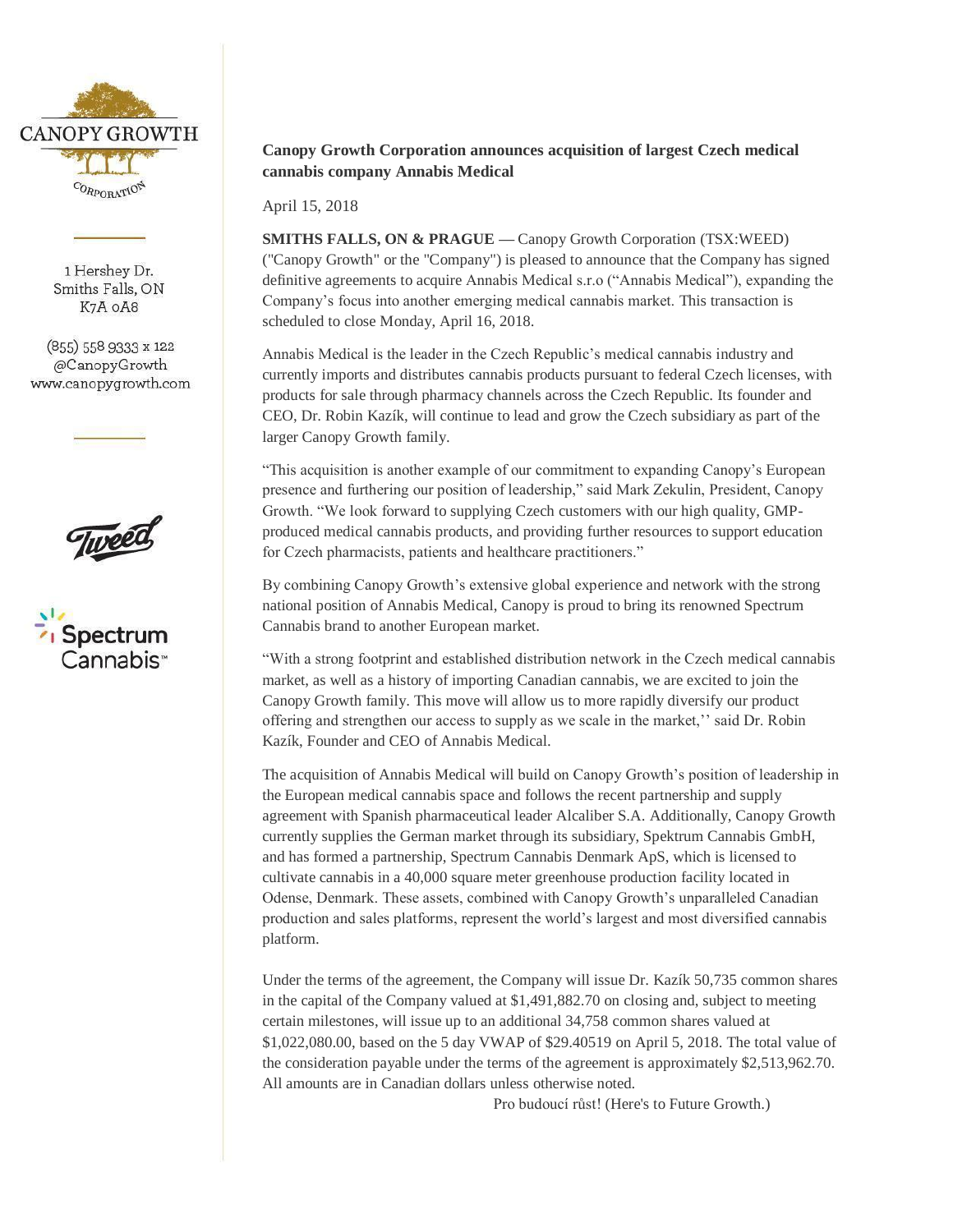CANOPY GROWTH CORPORATION

1 Hershey Dr.
Smiths Falls, ON
K7A 0A8

(855) 558 9333 x 122
@CanopyGrowth
www.canopygrowth.com

Tweed

Spectrum Cannabis™

**Canopy Growth Corporation announces acquisition of largest Czech medical cannabis company Annabis Medical**

April 15, 2018

**SMITHS FALLS, ON & PRAGUE —** Canopy Growth Corporation (TSX:WEED) ("Canopy Growth" or the "Company") is pleased to announce that the Company has signed definitive agreements to acquire Annabis Medical s.r.o ("Annabis Medical"), expanding the Company's focus into another emerging medical cannabis market. This transaction is scheduled to close Monday, April 16, 2018.

Annabis Medical is the leader in the Czech Republic's medical cannabis industry and currently imports and distributes cannabis products pursuant to federal Czech licenses, with products for sale through pharmacy channels across the Czech Republic. Its founder and CEO, Dr. Robin Kazík, will continue to lead and grow the Czech subsidiary as part of the larger Canopy Growth family.

"This acquisition is another example of our commitment to expanding Canopy's European presence and furthering our position of leadership," said Mark Zekulin, President, Canopy Growth. "We look forward to supplying Czech customers with our high quality, GMP-produced medical cannabis products, and providing further resources to support education for Czech pharmacists, patients and healthcare practitioners."

By combining Canopy Growth's extensive global experience and network with the strong national position of Annabis Medical, Canopy is proud to bring its renowned Spectrum Cannabis brand to another European market.

"With a strong footprint and established distribution network in the Czech medical cannabis market, as well as a history of importing Canadian cannabis, we are excited to join the Canopy Growth family. This move will allow us to more rapidly diversify our product offering and strengthen our access to supply as we scale in the market,'' said Dr. Robin Kazík, Founder and CEO of Annabis Medical.

The acquisition of Annabis Medical will build on Canopy Growth's position of leadership in the European medical cannabis space and follows the recent partnership and supply agreement with Spanish pharmaceutical leader Alcaliber S.A. Additionally, Canopy Growth currently supplies the German market through its subsidiary, Spektrum Cannabis GmbH, and has formed a partnership, Spectrum Cannabis Denmark ApS, which is licensed to cultivate cannabis in a 40,000 square meter greenhouse production facility located in Odense, Denmark. These assets, combined with Canopy Growth's unparalleled Canadian production and sales platforms, represent the world's largest and most diversified cannabis platform.

Under the terms of the agreement, the Company will issue Dr. Kazík 50,735 common shares in the capital of the Company valued at $1,491,882.70 on closing and, subject to meeting certain milestones, will issue up to an additional 34,758 common shares valued at $1,022,080.00, based on the 5 day VWAP of $29.40519 on April 5, 2018. The total value of the consideration payable under the terms of the agreement is approximately $2,513,962.70. All amounts are in Canadian dollars unless otherwise noted.

Pro budoucí růst! (Here's to Future Growth.)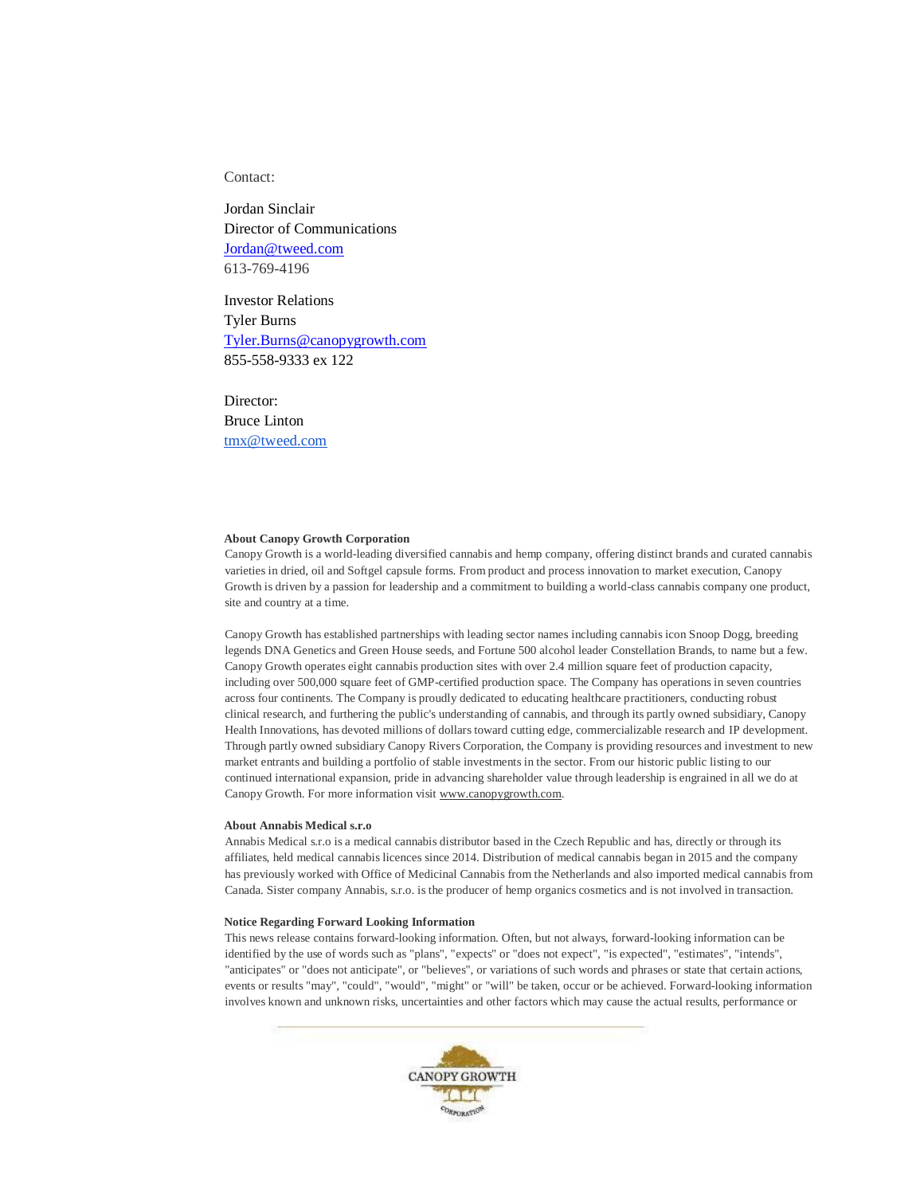Contact:

Jordan Sinclair
Director of Communications
Jordan@tweed.com
613-769-4196

Investor Relations
Tyler Burns
Tyler.Burns@canopygrowth.com
855-558-9333 ex 122

Director:
Bruce Linton
tmx@tweed.com

**About Canopy Growth Corporation**

Canopy Growth is a world-leading diversified cannabis and hemp company, offering distinct brands and curated cannabis varieties in dried, oil and Softgel capsule forms. From product and process innovation to market execution, Canopy Growth is driven by a passion for leadership and a commitment to building a world-class cannabis company one product, site and country at a time.

Canopy Growth has established partnerships with leading sector names including cannabis icon Snoop Dogg, breeding legends DNA Genetics and Green House seeds, and Fortune 500 alcohol leader Constellation Brands, to name but a few. Canopy Growth operates eight cannabis production sites with over 2.4 million square feet of production capacity, including over 500,000 square feet of GMP-certified production space. The Company has operations in seven countries across four continents. The Company is proudly dedicated to educating healthcare practitioners, conducting robust clinical research, and furthering the public's understanding of cannabis, and through its partly owned subsidiary, Canopy Health Innovations, has devoted millions of dollars toward cutting edge, commercializable research and IP development. Through partly owned subsidiary Canopy Rivers Corporation, the Company is providing resources and investment to new market entrants and building a portfolio of stable investments in the sector. From our historic public listing to our continued international expansion, pride in advancing shareholder value through leadership is engrained in all we do at Canopy Growth. For more information visit www.canopygrowth.com.

**About Annabis Medical s.r.o**

Annabis Medical s.r.o is a medical cannabis distributor based in the Czech Republic and has, directly or through its affiliates, held medical cannabis licences since 2014. Distribution of medical cannabis began in 2015 and the company has previously worked with Office of Medicinal Cannabis from the Netherlands and also imported medical cannabis from Canada. Sister company Annabis, s.r.o. is the producer of hemp organics cosmetics and is not involved in transaction.

**Notice Regarding Forward Looking Information**

This news release contains forward-looking information. Often, but not always, forward-looking information can be identified by the use of words such as "plans", "expects" or "does not expect", "is expected", "estimates", "intends", "anticipates" or "does not anticipate", or "believes", or variations of such words and phrases or state that certain actions, events or results "may", "could", "would", "might" or "will" be taken, occur or be achieved. Forward-looking information involves known and unknown risks, uncertainties and other factors which may cause the actual results, performance or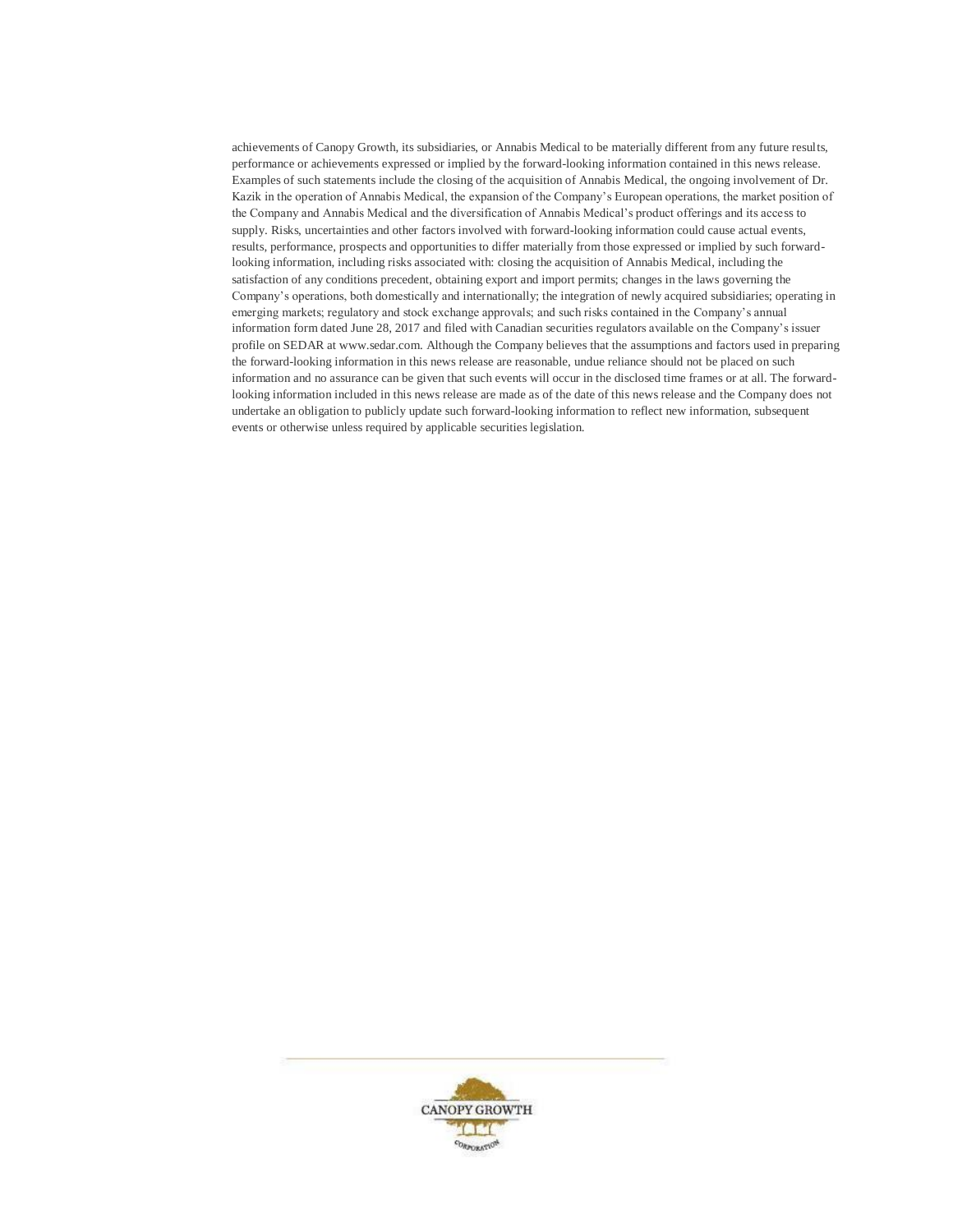achievements of Canopy Growth, its subsidiaries, or Annabis Medical to be materially different from any future results, performance or achievements expressed or implied by the forward-looking information contained in this news release. Examples of such statements include the closing of the acquisition of Annabis Medical, the ongoing involvement of Dr. Kazik in the operation of Annabis Medical, the expansion of the Company's European operations, the market position of the Company and Annabis Medical and the diversification of Annabis Medical's product offerings and its access to supply. Risks, uncertainties and other factors involved with forward-looking information could cause actual events, results, performance, prospects and opportunities to differ materially from those expressed or implied by such forward-looking information, including risks associated with: closing the acquisition of Annabis Medical, including the satisfaction of any conditions precedent, obtaining export and import permits; changes in the laws governing the Company's operations, both domestically and internationally; the integration of newly acquired subsidiaries; operating in emerging markets; regulatory and stock exchange approvals; and such risks contained in the Company's annual information form dated June 28, 2017 and filed with Canadian securities regulators available on the Company's issuer profile on SEDAR at www.sedar.com. Although the Company believes that the assumptions and factors used in preparing the forward-looking information in this news release are reasonable, undue reliance should not be placed on such information and no assurance can be given that such events will occur in the disclosed time frames or at all. The forward-looking information included in this news release are made as of the date of this news release and the Company does not undertake an obligation to publicly update such forward-looking information to reflect new information, subsequent events or otherwise unless required by applicable securities legislation.